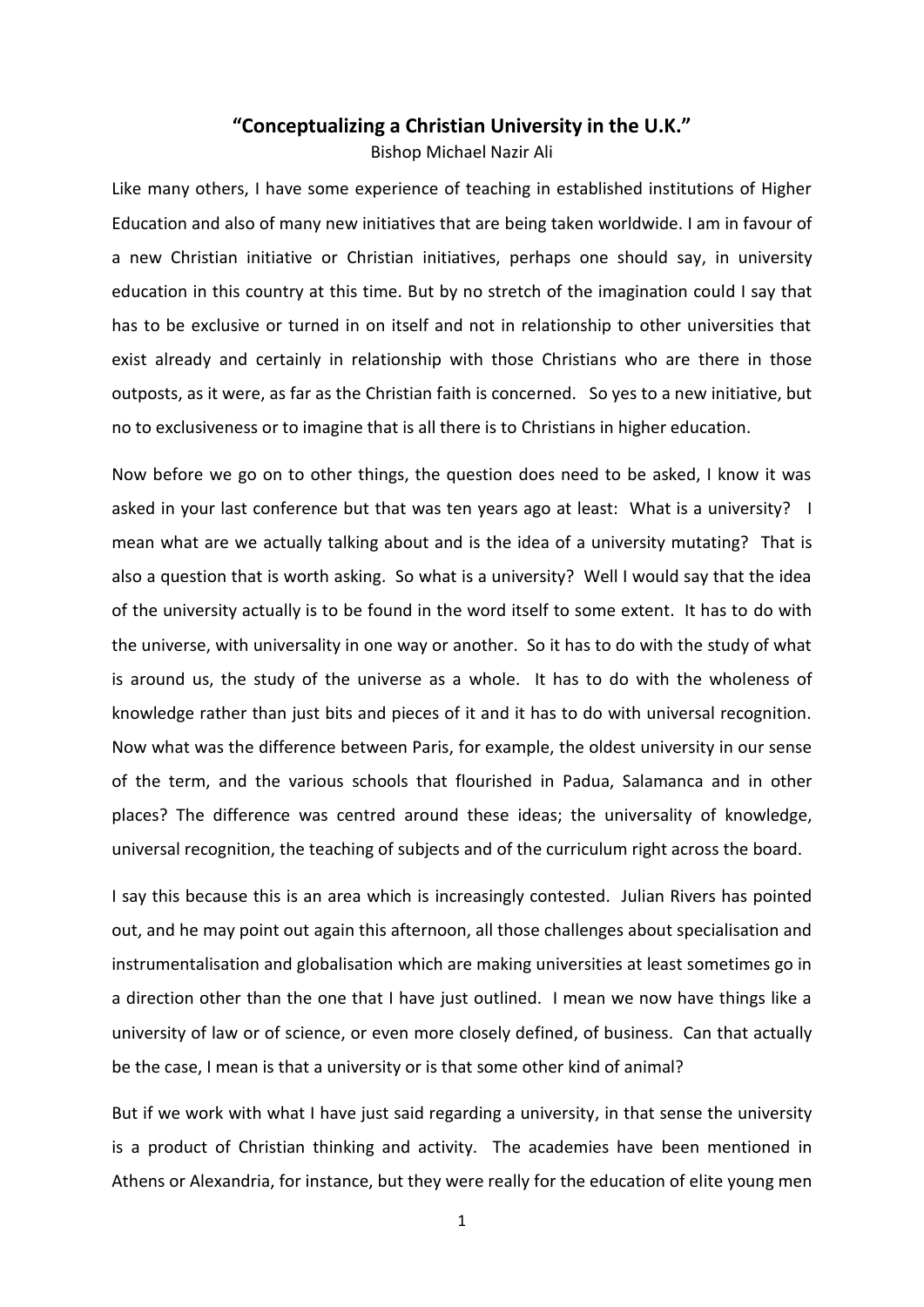# "Conceptualizing a Christian University in the U.K."

Bishop Michael Nazir Ali

Like many others, I have some experience of teaching in established institutions of Higher Education and also of many new initiatives that are being taken worldwide. I am in favour of a new Christian initiative or Christian initiatives, perhaps one should say, in university education in this country at this time. But by no stretch of the imagination could I say that has to be exclusive or turned in on itself and not in relationship to other universities that exist already and certainly in relationship with those Christians who are there in those outposts, as it were, as far as the Christian faith is concerned. So yes to a new initiative, but no to exclusiveness or to imagine that is all there is to Christians in higher education.

Now before we go on to other things, the question does need to be asked, I know it was asked in your last conference but that was ten years ago at least: What is a university? I mean what are we actually talking about and is the idea of a university mutating? That is also a question that is worth asking. So what is a university? Well I would say that the idea of the university actually is to be found in the word itself to some extent. It has to do with the universe, with universality in one way or another. So it has to do with the study of what is around us, the study of the universe as a whole. It has to do with the wholeness of knowledge rather than just bits and pieces of it and it has to do with universal recognition. Now what was the difference between Paris, for example, the oldest university in our sense of the term, and the various schools that flourished in Padua, Salamanca and in other places? The difference was centred around these ideas; the universality of knowledge, universal recognition, the teaching of subjects and of the curriculum right across the board.

I say this because this is an area which is increasingly contested. Julian Rivers has pointed out, and he may point out again this afternoon, all those challenges about specialisation and instrumentalisation and globalisation which are making universities at least sometimes go in a direction other than the one that I have just outlined. I mean we now have things like a university of law or of science, or even more closely defined, of business. Can that actually be the case, I mean is that a university or is that some other kind of animal?

But if we work with what I have just said regarding a university, in that sense the university is a product of Christian thinking and activity. The academies have been mentioned in Athens or Alexandria, for instance, but they were really for the education of elite young men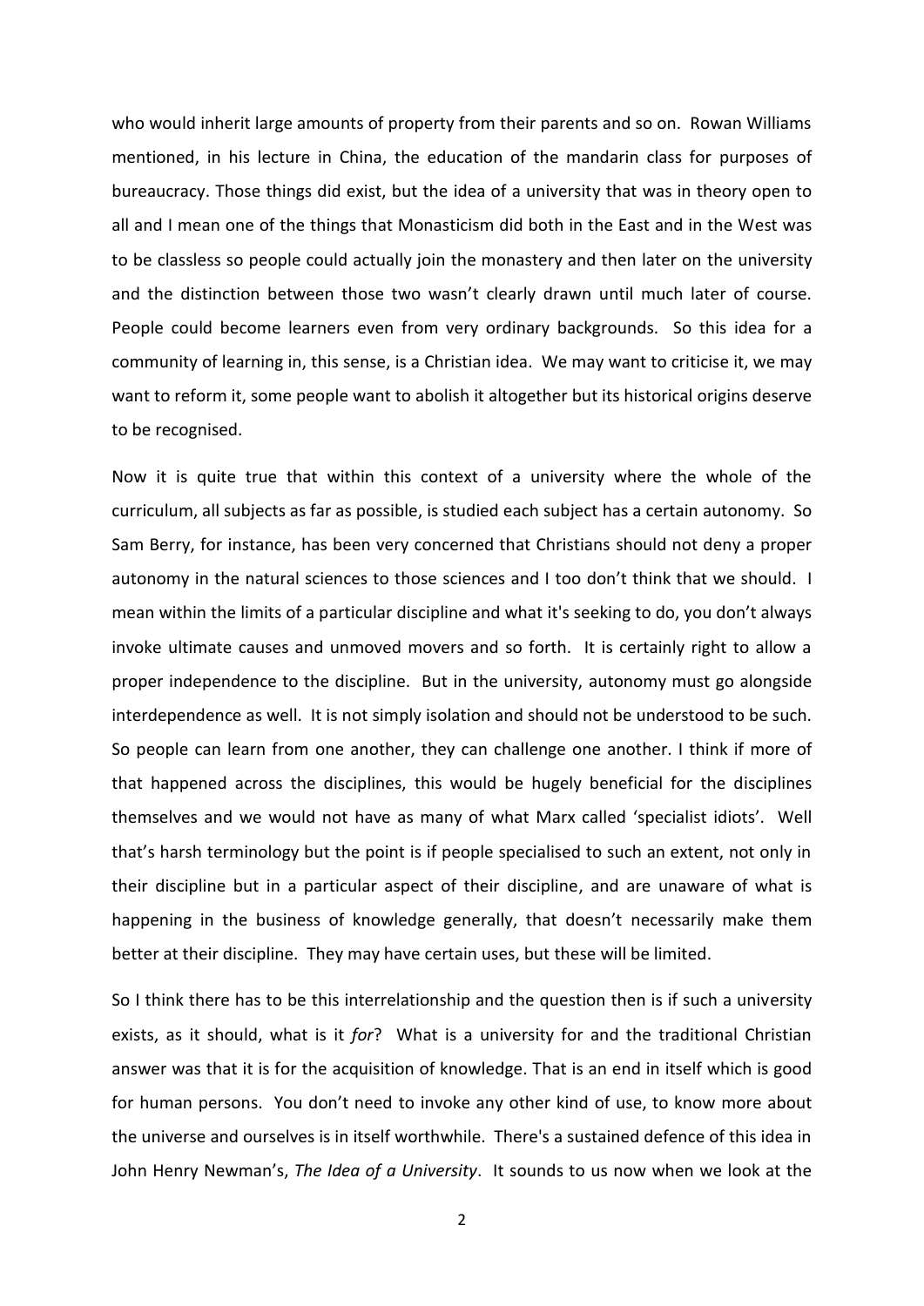who would inherit large amounts of property from their parents and so on. Rowan Williams mentioned, in his lecture in China, the education of the mandarin class for purposes of bureaucracy. Those things did exist, but the idea of a university that was in theory open to all and I mean one of the things that Monasticism did both in the East and in the West was to be classless so people could actually join the monastery and then later on the university and the distinction between those two wasn't clearly drawn until much later of course. People could become learners even from very ordinary backgrounds. So this idea for a community of learning in, this sense, is a Christian idea. We may want to criticise it, we may want to reform it, some people want to abolish it altogether but its historical origins deserve to be recognised.

Now it is quite true that within this context of a university where the whole of the curriculum, all subjects as far as possible, is studied each subject has a certain autonomy. So Sam Berry, for instance, has been very concerned that Christians should not deny a proper autonomy in the natural sciences to those sciences and I too don't think that we should. I mean within the limits of a particular discipline and what it's seeking to do, you don't always invoke ultimate causes and unmoved movers and so forth. It is certainly right to allow a proper independence to the discipline. But in the university, autonomy must go alongside interdependence as well. It is not simply isolation and should not be understood to be such. So people can learn from one another, they can challenge one another. I think if more of that happened across the disciplines, this would be hugely beneficial for the disciplines themselves and we would not have as many of what Marx called 'specialist idiots'. Well that's harsh terminology but the point is if people specialised to such an extent, not only in their discipline but in a particular aspect of their discipline, and are unaware of what is happening in the business of knowledge generally, that doesn't necessarily make them better at their discipline. They may have certain uses, but these will be limited.

So I think there has to be this interrelationship and the question then is if such a university exists, as it should, what is it *for*? What is a university for and the traditional Christian answer was that it is for the acquisition of knowledge. That is an end in itself which is good for human persons. You don't need to invoke any other kind of use, to know more about the universe and ourselves is in itself worthwhile. There's a sustained defence of this idea in John Henry Newman's, *The Idea of a University*. It sounds to us now when we look at the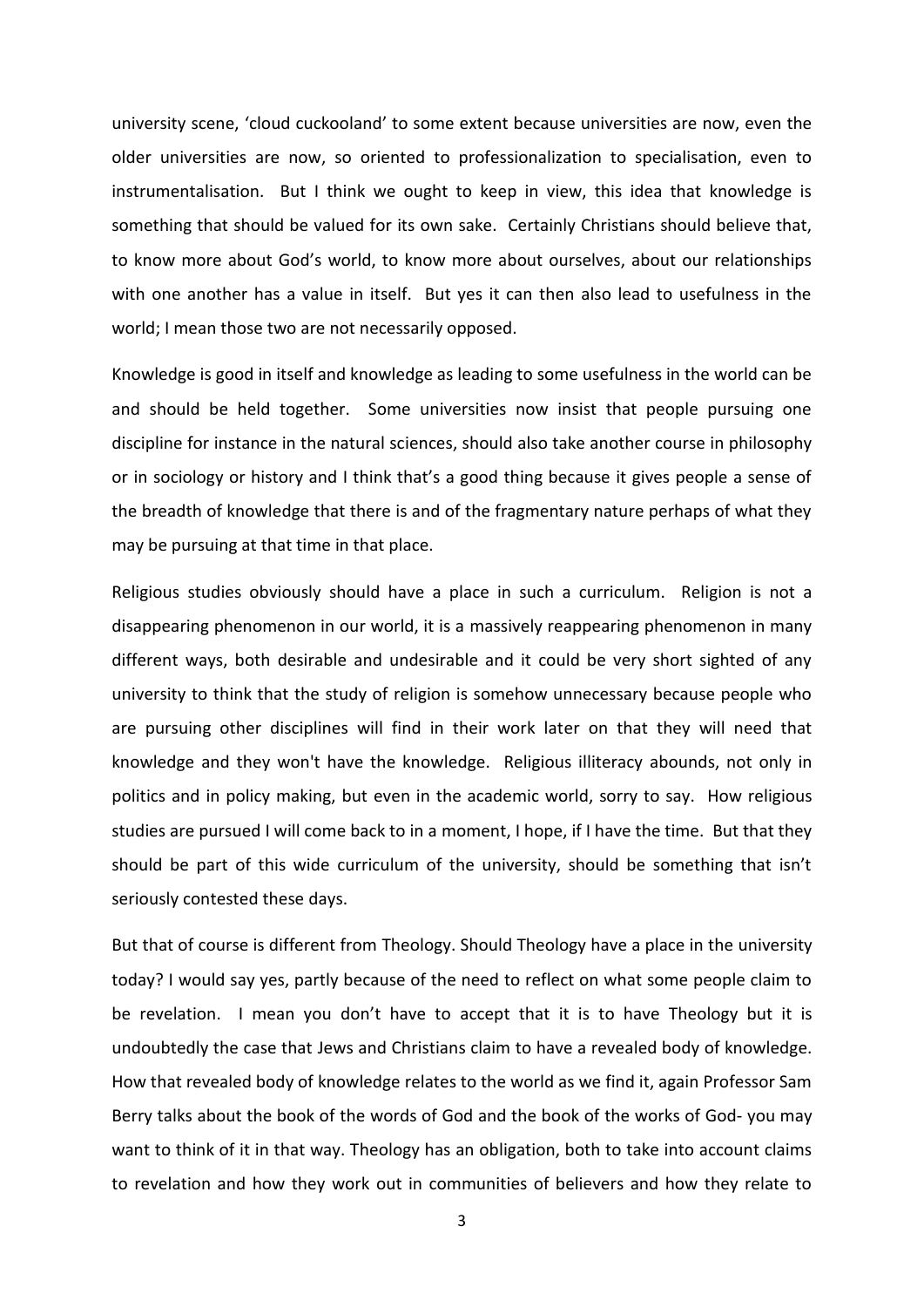university scene, 'cloud cuckooland' to some extent because universities are now, even the older universities are now, so oriented to professionalization to specialisation, even to instrumentalisation. But I think we ought to keep in view, this idea that knowledge is something that should be valued for its own sake. Certainly Christians should believe that, to know more about God's world, to know more about ourselves, about our relationships with one another has a value in itself. But yes it can then also lead to usefulness in the world; I mean those two are not necessarily opposed.

Knowledge is good in itself and knowledge as leading to some usefulness in the world can be and should be held together. Some universities now insist that people pursuing one discipline for instance in the natural sciences, should also take another course in philosophy or in sociology or history and I think that's a good thing because it gives people a sense of the breadth of knowledge that there is and of the fragmentary nature perhaps of what they may be pursuing at that time in that place.

Religious studies obviously should have a place in such a curriculum. Religion is not a disappearing phenomenon in our world, it is a massively reappearing phenomenon in many different ways, both desirable and undesirable and it could be very short sighted of any university to think that the study of religion is somehow unnecessary because people who are pursuing other disciplines will find in their work later on that they will need that knowledge and they won't have the knowledge. Religious illiteracy abounds, not only in politics and in policy making, but even in the academic world, sorry to say. How religious studies are pursued I will come back to in a moment, I hope, if I have the time. But that they should be part of this wide curriculum of the university, should be something that isn't seriously contested these days.

But that of course is different from Theology. Should Theology have a place in the university today? I would say yes, partly because of the need to reflect on what some people claim to be revelation. I mean you don't have to accept that it is to have Theology but it is undoubtedly the case that Jews and Christians claim to have a revealed body of knowledge. How that revealed body of knowledge relates to the world as we find it, again Professor Sam Berry talks about the book of the words of God and the book of the works of God- you may want to think of it in that way. Theology has an obligation, both to take into account claims to revelation and how they work out in communities of believers and how they relate to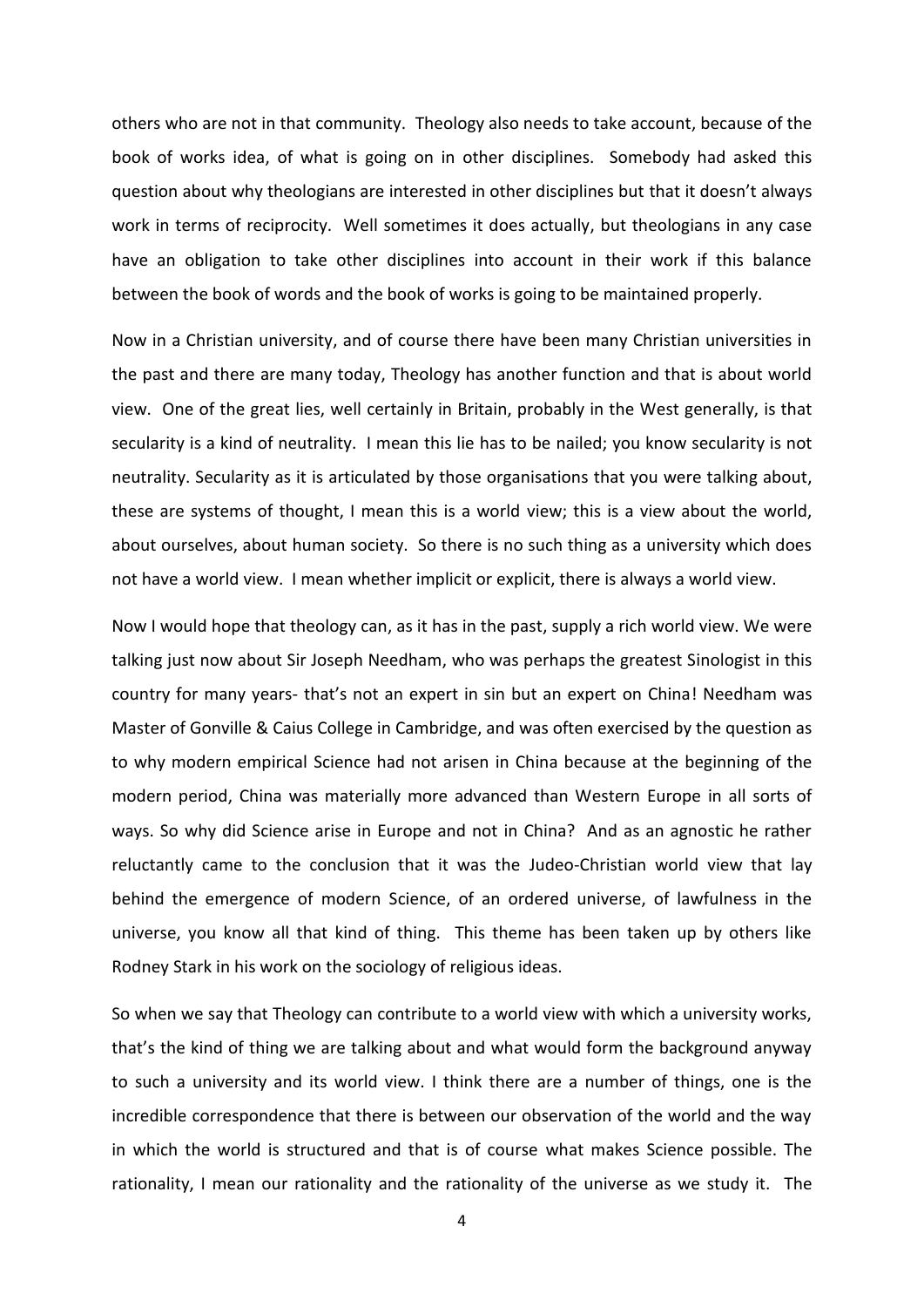others who are not in that community. Theology also needs to take account, because of the book of works idea, of what is going on in other disciplines. Somebody had asked this question about why theologians are interested in other disciplines but that it doesn't always work in terms of reciprocity. Well sometimes it does actually, but theologians in any case have an obligation to take other disciplines into account in their work if this balance between the book of words and the book of works is going to be maintained properly.

Now in a Christian university, and of course there have been many Christian universities in the past and there are many today, Theology has another function and that is about world view. One of the great lies, well certainly in Britain, probably in the West generally, is that secularity is a kind of neutrality. I mean this lie has to be nailed; you know secularity is not neutrality. Secularity as it is articulated by those organisations that you were talking about, these are systems of thought, I mean this is a world view; this is a view about the world, about ourselves, about human society. So there is no such thing as a university which does not have a world view. I mean whether implicit or explicit, there is always a world view.

Now I would hope that theology can, as it has in the past, supply a rich world view. We were talking just now about Sir Joseph Needham, who was perhaps the greatest Sinologist in this country for many years- that's not an expert in sin but an expert on China! Needham was Master of Gonville & Caius College in Cambridge, and was often exercised by the question as to why modern empirical Science had not arisen in China because at the beginning of the modern period, China was materially more advanced than Western Europe in all sorts of ways. So why did Science arise in Europe and not in China? And as an agnostic he rather reluctantly came to the conclusion that it was the Judeo-Christian world view that lay behind the emergence of modern Science, of an ordered universe, of lawfulness in the universe, you know all that kind of thing. This theme has been taken up by others like Rodney Stark in his work on the sociology of religious ideas.

So when we say that Theology can contribute to a world view with which a university works, that's the kind of thing we are talking about and what would form the background anyway to such a university and its world view. I think there are a number of things, one is the incredible correspondence that there is between our observation of the world and the way in which the world is structured and that is of course what makes Science possible. The rationality, I mean our rationality and the rationality of the universe as we study it. The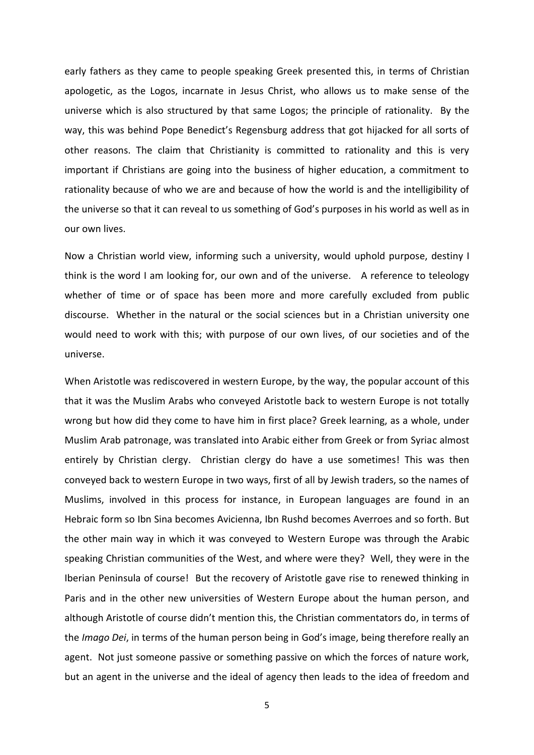early fathers as they came to people speaking Greek presented this, in terms of Christian apologetic, as the Logos, incarnate in Jesus Christ, who allows us to make sense of the universe which is also structured by that same Logos; the principle of rationality. By the way, this was behind Pope Benedict's Regensburg address that got hijacked for all sorts of other reasons. The claim that Christianity is committed to rationality and this is very important if Christians are going into the business of higher education, a commitment to rationality because of who we are and because of how the world is and the intelligibility of the universe so that it can reveal to us something of God's purposes in his world as well as in our own lives.

Now a Christian world view, informing such a university, would uphold purpose, destiny I think is the word I am looking for, our own and of the universe. A reference to teleology whether of time or of space has been more and more carefully excluded from public discourse. Whether in the natural or the social sciences but in a Christian university one would need to work with this; with purpose of our own lives, of our societies and of the universe.

When Aristotle was rediscovered in western Europe, by the way, the popular account of this that it was the Muslim Arabs who conveyed Aristotle back to western Europe is not totally wrong but how did they come to have him in first place? Greek learning, as a whole, under Muslim Arab patronage, was translated into Arabic either from Greek or from Syriac almost entirely by Christian clergy. Christian clergy do have a use sometimes! This was then conveyed back to western Europe in two ways, first of all by Jewish traders, so the names of Muslims, involved in this process for instance, in European languages are found in an Hebraic form so Ibn Sina becomes Avicienna, Ibn Rushd becomes Averroes and so forth. But the other main way in which it was conveyed to Western Europe was through the Arabic speaking Christian communities of the West, and where were they? Well, they were in the Iberian Peninsula of course! But the recovery of Aristotle gave rise to renewed thinking in Paris and in the other new universities of Western Europe about the human person, and although Aristotle of course didn't mention this, the Christian commentators do, in terms of the *Imago Dei*, in terms of the human person being in God's image, being therefore really an agent. Not just someone passive or something passive on which the forces of nature work, but an agent in the universe and the ideal of agency then leads to the idea of freedom and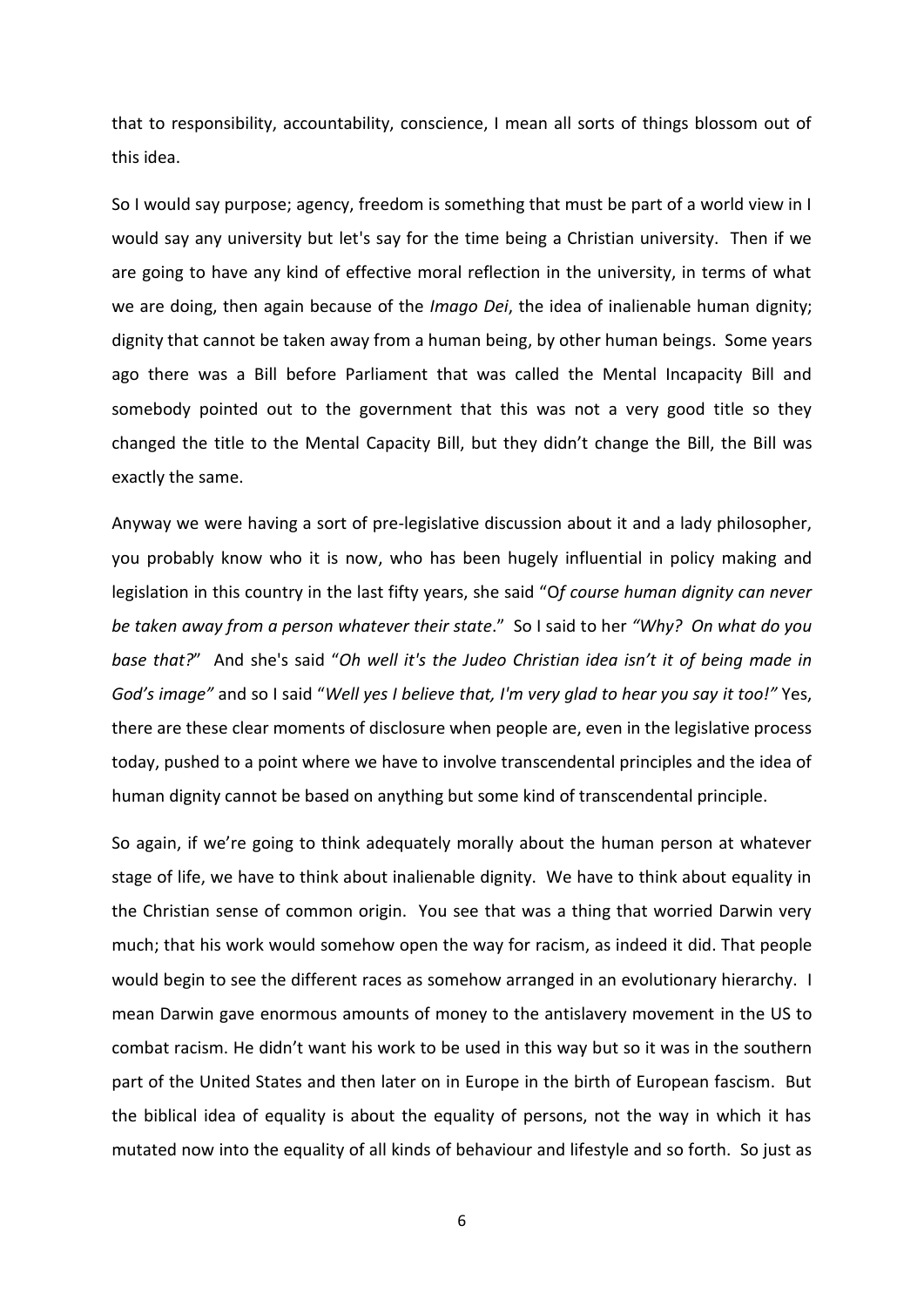that to responsibility, accountability, conscience, I mean all sorts of things blossom out of this idea.

So I would say purpose; agency, freedom is something that must be part of a world view in I would say any university but let's say for the time being a Christian university. Then if we are going to have any kind of effective moral reflection in the university, in terms of what we are doing, then again because of the *Imago Dei*, the idea of inalienable human dignity; dignity that cannot be taken away from a human being, by other human beings. Some years ago there was a Bill before Parliament that was called the Mental Incapacity Bill and somebody pointed out to the government that this was not a very good title so they changed the title to the Mental Capacity Bill, but they didn't change the Bill, the Bill was exactly the same.

Anyway we were having a sort of pre-legislative discussion about it and a lady philosopher, you probably know who it is now, who has been hugely influential in policy making and legislation in this country in the last fifty years, she said "O*f course human dignity can never be taken away from a person whatever their state*." So I said to her *"Why? On what do you base that?*" And she's said "*Oh well it's the Judeo Christian idea isn't it of being made in God's image"* and so I said "*Well yes I believe that, I'm very glad to hear you say it too!"* Yes, there are these clear moments of disclosure when people are, even in the legislative process today, pushed to a point where we have to involve transcendental principles and the idea of human dignity cannot be based on anything but some kind of transcendental principle.

So again, if we're going to think adequately morally about the human person at whatever stage of life, we have to think about inalienable dignity. We have to think about equality in the Christian sense of common origin. You see that was a thing that worried Darwin very much; that his work would somehow open the way for racism, as indeed it did. That people would begin to see the different races as somehow arranged in an evolutionary hierarchy. I mean Darwin gave enormous amounts of money to the antislavery movement in the US to combat racism. He didn't want his work to be used in this way but so it was in the southern part of the United States and then later on in Europe in the birth of European fascism. But the biblical idea of equality is about the equality of persons, not the way in which it has mutated now into the equality of all kinds of behaviour and lifestyle and so forth. So just as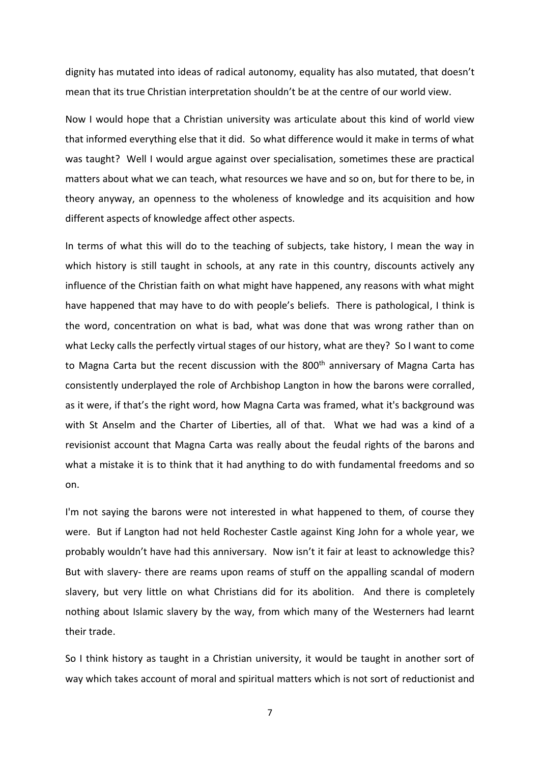dignity has mutated into ideas of radical autonomy, equality has also mutated, that doesn't mean that its true Christian interpretation shouldn't be at the centre of our world view.

Now I would hope that a Christian university was articulate about this kind of world view that informed everything else that it did. So what difference would it make in terms of what was taught? Well I would argue against over specialisation, sometimes these are practical matters about what we can teach, what resources we have and so on, but for there to be, in theory anyway, an openness to the wholeness of knowledge and its acquisition and how different aspects of knowledge affect other aspects.

In terms of what this will do to the teaching of subjects, take history, I mean the way in which history is still taught in schools, at any rate in this country, discounts actively any influence of the Christian faith on what might have happened, any reasons with what might have happened that may have to do with people's beliefs. There is pathological, I think is the word, concentration on what is bad, what was done that was wrong rather than on what Lecky calls the perfectly virtual stages of our history, what are they? So I want to come to Magna Carta but the recent discussion with the 800th anniversary of Magna Carta has consistently underplayed the role of Archbishop Langton in how the barons were corralled, as it were, if that's the right word, how Magna Carta was framed, what it's background was with St Anselm and the Charter of Liberties, all of that. What we had was a kind of a revisionist account that Magna Carta was really about the feudal rights of the barons and what a mistake it is to think that it had anything to do with fundamental freedoms and so on.

I'm not saying the barons were not interested in what happened to them, of course they were. But if Langton had not held Rochester Castle against King John for a whole year, we probably wouldn't have had this anniversary. Now isn't it fair at least to acknowledge this? But with slavery- there are reams upon reams of stuff on the appalling scandal of modern slavery, but very little on what Christians did for its abolition. And there is completely nothing about Islamic slavery by the way, from which many of the Westerners had learnt their trade.

So I think history as taught in a Christian university, it would be taught in another sort of way which takes account of moral and spiritual matters which is not sort of reductionist and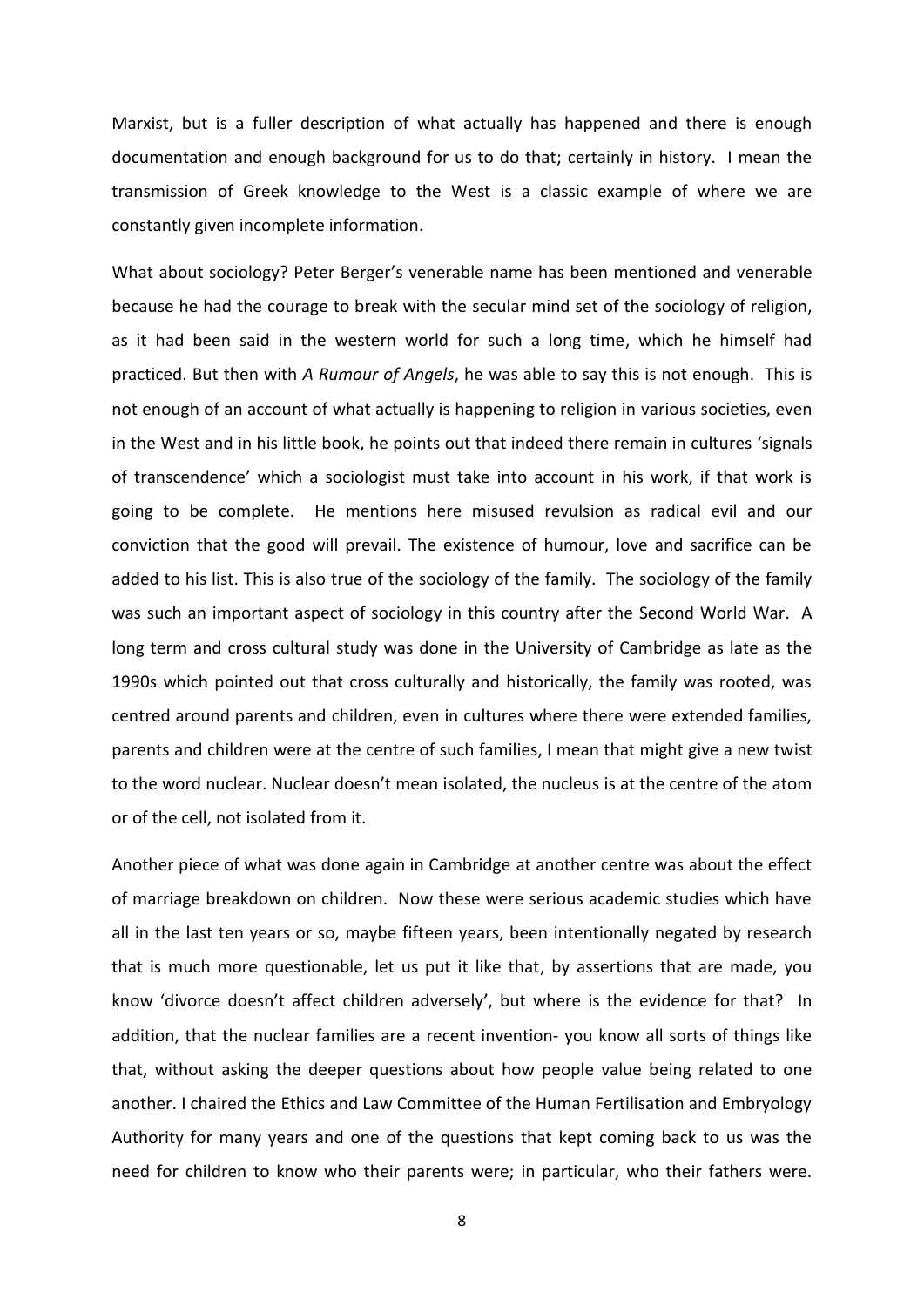Marxist, but is a fuller description of what actually has happened and there is enough documentation and enough background for us to do that; certainly in history. I mean the transmission of Greek knowledge to the West is a classic example of where we are constantly given incomplete information.

What about sociology? Peter Berger's venerable name has been mentioned and venerable because he had the courage to break with the secular mind set of the sociology of religion, as it had been said in the western world for such a long time, which he himself had practiced. But then with *A Rumour of Angels*, he was able to say this is not enough. This is not enough of an account of what actually is happening to religion in various societies, even in the West and in his little book, he points out that indeed there remain in cultures 'signals of transcendence' which a sociologist must take into account in his work, if that work is going to be complete. He mentions here misused revulsion as radical evil and our conviction that the good will prevail. The existence of humour, love and sacrifice can be added to his list. This is also true of the sociology of the family. The sociology of the family was such an important aspect of sociology in this country after the Second World War. A long term and cross cultural study was done in the University of Cambridge as late as the 1990s which pointed out that cross culturally and historically, the family was rooted, was centred around parents and children, even in cultures where there were extended families, parents and children were at the centre of such families, I mean that might give a new twist to the word nuclear. Nuclear doesn't mean isolated, the nucleus is at the centre of the atom or of the cell, not isolated from it.

Another piece of what was done again in Cambridge at another centre was about the effect of marriage breakdown on children. Now these were serious academic studies which have all in the last ten years or so, maybe fifteen years, been intentionally negated by research that is much more questionable, let us put it like that, by assertions that are made, you know 'divorce doesn't affect children adversely', but where is the evidence for that? In addition, that the nuclear families are a recent invention- you know all sorts of things like that, without asking the deeper questions about how people value being related to one another. I chaired the Ethics and Law Committee of the Human Fertilisation and Embryology Authority for many years and one of the questions that kept coming back to us was the need for children to know who their parents were; in particular, who their fathers were.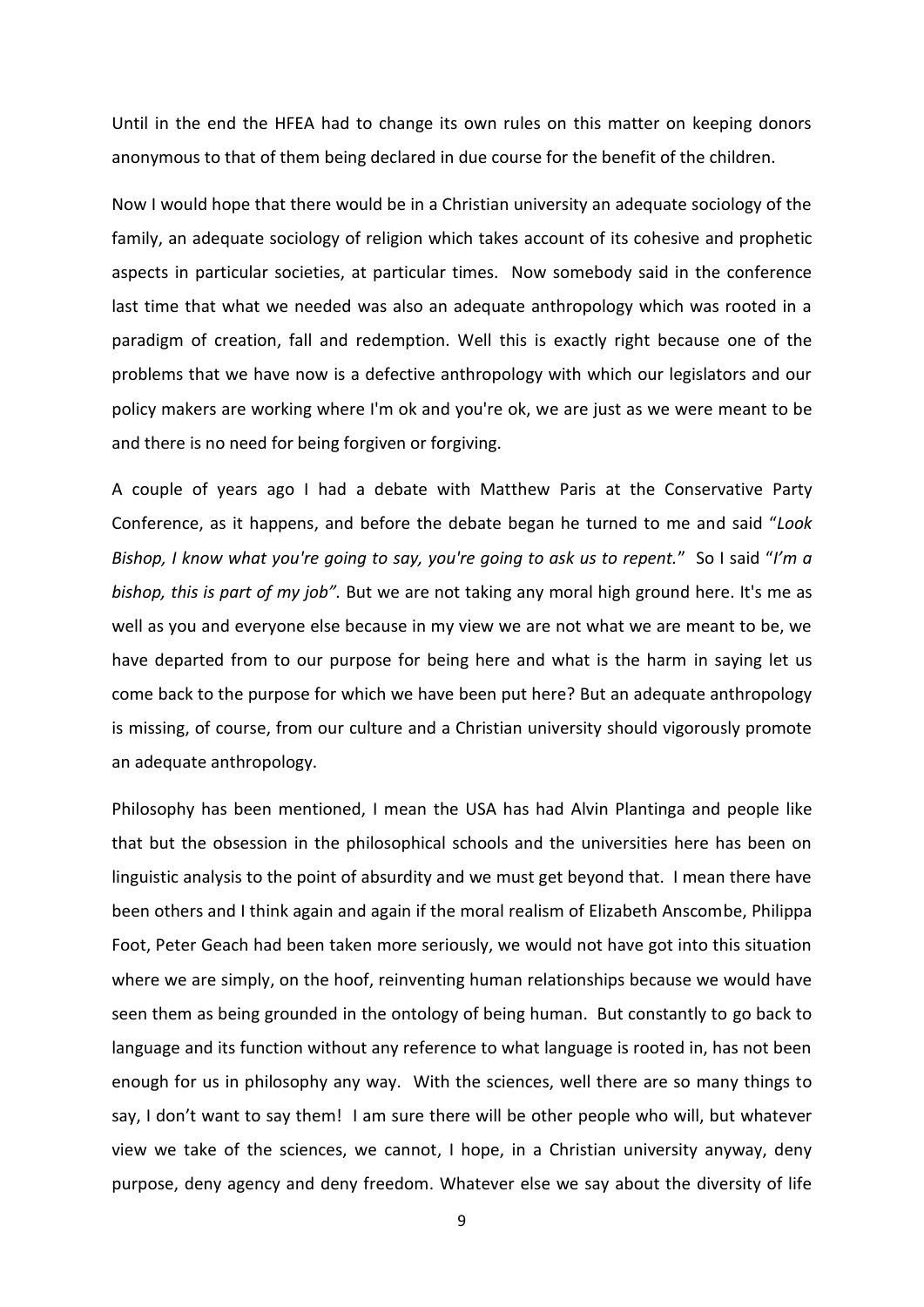Until in the end the HFEA had to change its own rules on this matter on keeping donors anonymous to that of them being declared in due course for the benefit of the children.

Now I would hope that there would be in a Christian university an adequate sociology of the family, an adequate sociology of religion which takes account of its cohesive and prophetic aspects in particular societies, at particular times. Now somebody said in the conference last time that what we needed was also an adequate anthropology which was rooted in a paradigm of creation, fall and redemption. Well this is exactly right because one of the problems that we have now is a defective anthropology with which our legislators and our policy makers are working where I'm ok and you're ok, we are just as we were meant to be and there is no need for being forgiven or forgiving.

A couple of years ago I had a debate with Matthew Paris at the Conservative Party Conference, as it happens, and before the debate began he turned to me and said "*Look Bishop, I know what you're going to say, you're going to ask us to repent.*" So I said "*I'm a bishop, this is part of my job".* But we are not taking any moral high ground here. It's me as well as you and everyone else because in my view we are not what we are meant to be, we have departed from to our purpose for being here and what is the harm in saying let us come back to the purpose for which we have been put here? But an adequate anthropology is missing, of course, from our culture and a Christian university should vigorously promote an adequate anthropology.

Philosophy has been mentioned, I mean the USA has had Alvin Plantinga and people like that but the obsession in the philosophical schools and the universities here has been on linguistic analysis to the point of absurdity and we must get beyond that. I mean there have been others and I think again and again if the moral realism of Elizabeth Anscombe, Philippa Foot, Peter Geach had been taken more seriously, we would not have got into this situation where we are simply, on the hoof, reinventing human relationships because we would have seen them as being grounded in the ontology of being human. But constantly to go back to language and its function without any reference to what language is rooted in, has not been enough for us in philosophy any way. With the sciences, well there are so many things to say, I don't want to say them! I am sure there will be other people who will, but whatever view we take of the sciences, we cannot, I hope, in a Christian university anyway, deny purpose, deny agency and deny freedom. Whatever else we say about the diversity of life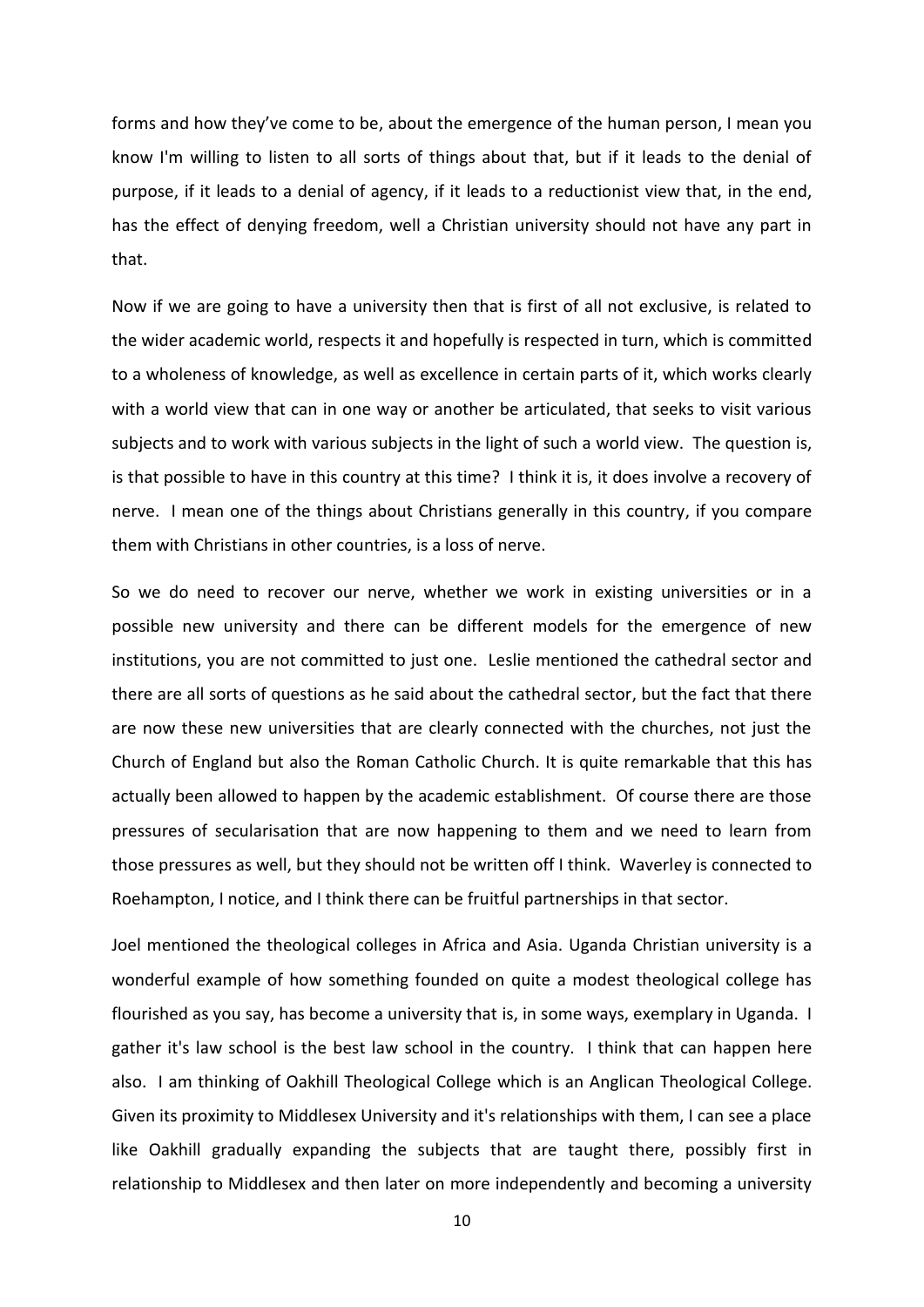forms and how they've come to be, about the emergence of the human person, I mean you know I'm willing to listen to all sorts of things about that, but if it leads to the denial of purpose, if it leads to a denial of agency, if it leads to a reductionist view that, in the end, has the effect of denying freedom, well a Christian university should not have any part in that.

Now if we are going to have a university then that is first of all not exclusive, is related to the wider academic world, respects it and hopefully is respected in turn, which is committed to a wholeness of knowledge, as well as excellence in certain parts of it, which works clearly with a world view that can in one way or another be articulated, that seeks to visit various subjects and to work with various subjects in the light of such a world view. The question is, is that possible to have in this country at this time? I think it is, it does involve a recovery of nerve. I mean one of the things about Christians generally in this country, if you compare them with Christians in other countries, is a loss of nerve.

So we do need to recover our nerve, whether we work in existing universities or in a possible new university and there can be different models for the emergence of new institutions, you are not committed to just one. Leslie mentioned the cathedral sector and there are all sorts of questions as he said about the cathedral sector, but the fact that there are now these new universities that are clearly connected with the churches, not just the Church of England but also the Roman Catholic Church. It is quite remarkable that this has actually been allowed to happen by the academic establishment. Of course there are those pressures of secularisation that are now happening to them and we need to learn from those pressures as well, but they should not be written off I think. Waverley is connected to Roehampton, I notice, and I think there can be fruitful partnerships in that sector.

Joel mentioned the theological colleges in Africa and Asia. Uganda Christian university is a wonderful example of how something founded on quite a modest theological college has flourished as you say, has become a university that is, in some ways, exemplary in Uganda. I gather it's law school is the best law school in the country. I think that can happen here also. I am thinking of Oakhill Theological College which is an Anglican Theological College. Given its proximity to Middlesex University and it's relationships with them, I can see a place like Oakhill gradually expanding the subjects that are taught there, possibly first in relationship to Middlesex and then later on more independently and becoming a university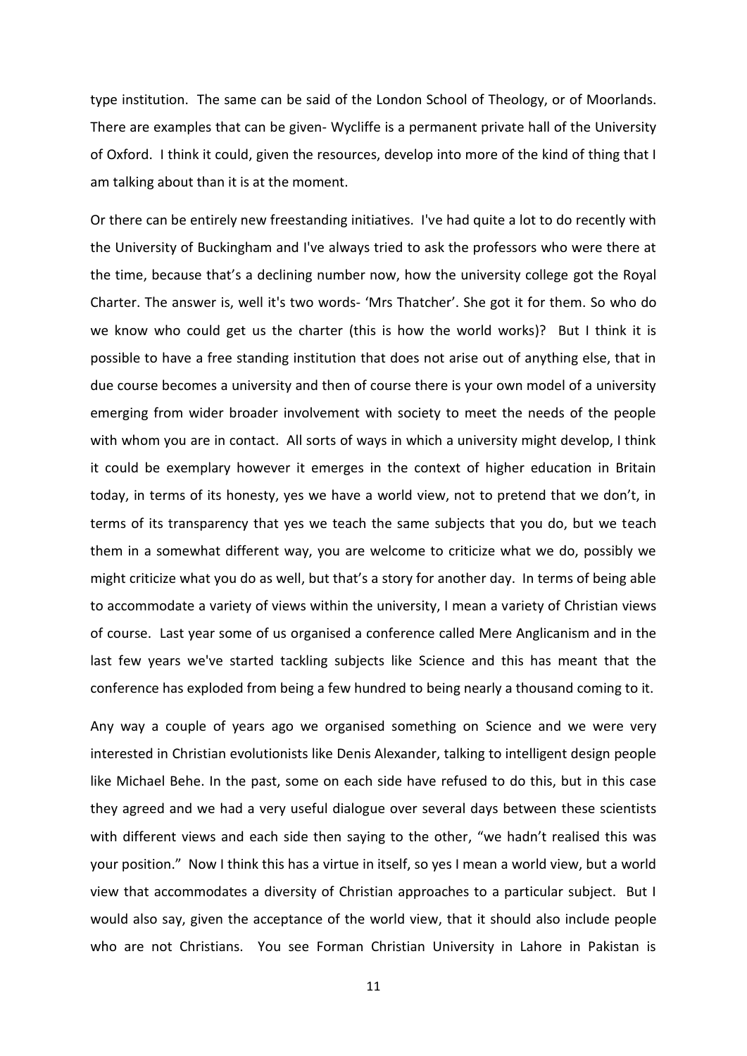type institution. The same can be said of the London School of Theology, or of Moorlands. There are examples that can be given- Wycliffe is a permanent private hall of the University of Oxford. I think it could, given the resources, develop into more of the kind of thing that I am talking about than it is at the moment.

Or there can be entirely new freestanding initiatives. I've had quite a lot to do recently with the University of Buckingham and I've always tried to ask the professors who were there at the time, because that's a declining number now, how the university college got the Royal Charter. The answer is, well it's two words- 'Mrs Thatcher'. She got it for them. So who do we know who could get us the charter (this is how the world works)? But I think it is possible to have a free standing institution that does not arise out of anything else, that in due course becomes a university and then of course there is your own model of a university emerging from wider broader involvement with society to meet the needs of the people with whom you are in contact. All sorts of ways in which a university might develop, I think it could be exemplary however it emerges in the context of higher education in Britain today, in terms of its honesty, yes we have a world view, not to pretend that we don't, in terms of its transparency that yes we teach the same subjects that you do, but we teach them in a somewhat different way, you are welcome to criticize what we do, possibly we might criticize what you do as well, but that's a story for another day. In terms of being able to accommodate a variety of views within the university, I mean a variety of Christian views of course. Last year some of us organised a conference called Mere Anglicanism and in the last few years we've started tackling subjects like Science and this has meant that the conference has exploded from being a few hundred to being nearly a thousand coming to it.

Any way a couple of years ago we organised something on Science and we were very interested in Christian evolutionists like Denis Alexander, talking to intelligent design people like Michael Behe. In the past, some on each side have refused to do this, but in this case they agreed and we had a very useful dialogue over several days between these scientists with different views and each side then saying to the other, "we hadn't realised this was your position." Now I think this has a virtue in itself, so yes I mean a world view, but a world view that accommodates a diversity of Christian approaches to a particular subject. But I would also say, given the acceptance of the world view, that it should also include people who are not Christians. You see Forman Christian University in Lahore in Pakistan is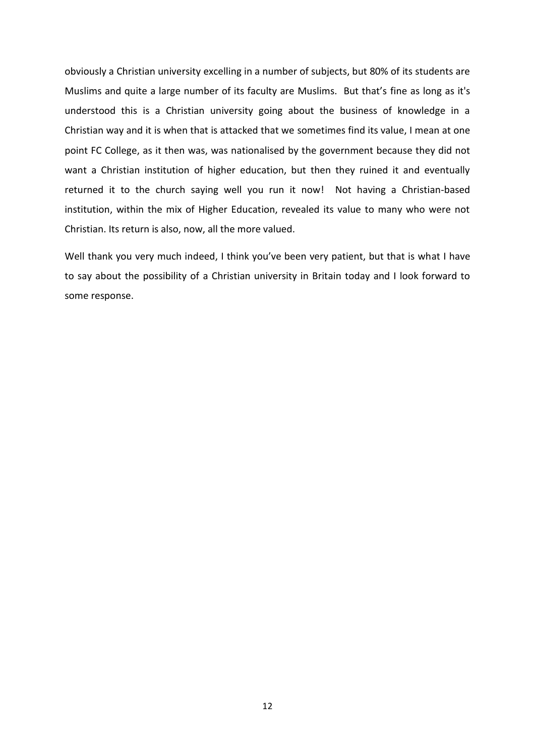obviously a Christian university excelling in a number of subjects, but 80% of its students are Muslims and quite a large number of its faculty are Muslims. But that's fine as long as it's understood this is a Christian university going about the business of knowledge in a Christian way and it is when that is attacked that we sometimes find its value, I mean at one point FC College, as it then was, was nationalised by the government because they did not want a Christian institution of higher education, but then they ruined it and eventually returned it to the church saying well you run it now! Not having a Christian-based institution, within the mix of Higher Education, revealed its value to many who were not Christian. Its return is also, now, all the more valued.

Well thank you very much indeed, I think you've been very patient, but that is what I have to say about the possibility of a Christian university in Britain today and I look forward to some response.